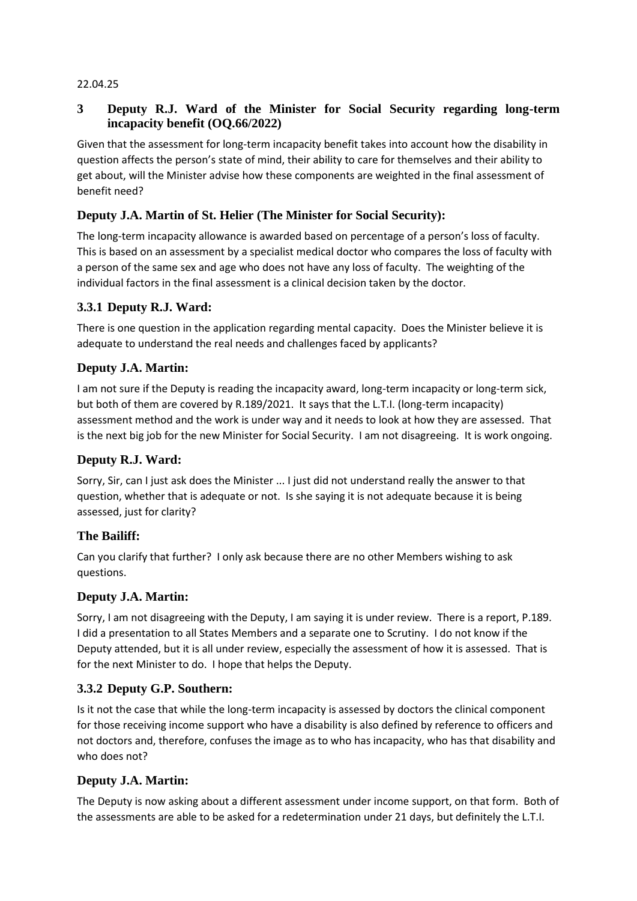22.04.25

## 3 Deputy R.J. Ward of the Minister for Social Security regarding long-term incapacity benefit (OQ.66/2022)

Given that the assessment for long-term incapacity benefit takes into account how the disability in question affects the person's state of mind, their ability to care for themselves and their ability to get about, will the Minister advise how these components are weighted in the final assessment of benefit need?

### Deputy J.A. Martin of St. Helier (The Minister for Social Security):

The long-term incapacity allowance is awarded based on percentage of a person's loss of faculty. This is based on an assessment by a specialist medical doctor who compares the loss of faculty with a person of the same sex and age who does not have any loss of faculty. The weighting of the individual factors in the final assessment is a clinical decision taken by the doctor.

### 3.3.1 Deputy R.J. Ward:

There is one question in the application regarding mental capacity. Does the Minister believe it is adequate to understand the real needs and challenges faced by applicants?

### Deputy J.A. Martin:

I am not sure if the Deputy is reading the incapacity award, long-term incapacity or long-term sick, but both of them are covered by R.189/2021. It says that the L.T.I. (long-term incapacity) assessment method and the work is under way and it needs to look at how they are assessed. That is the next big job for the new Minister for Social Security. I am not disagreeing. It is work ongoing.

### Deputy R.J. Ward:

Sorry, Sir, can I just ask does the Minister ... I just did not understand really the answer to that question, whether that is adequate or not. Is she saying it is not adequate because it is being assessed, just for clarity?

### The Bailiff:

Can you clarify that further? I only ask because there are no other Members wishing to ask questions.

### Deputy J.A. Martin:

Sorry, I am not disagreeing with the Deputy, I am saying it is under review. There is a report, P.189. I did a presentation to all States Members and a separate one to Scrutiny. I do not know if the Deputy attended, but it is all under review, especially the assessment of how it is assessed. That is for the next Minister to do. I hope that helps the Deputy.

### 3.3.2 Deputy G.P. Southern:

Is it not the case that while the long-term incapacity is assessed by doctors the clinical component for those receiving income support who have a disability is also defined by reference to officers and not doctors and, therefore, confuses the image as to who has incapacity, who has that disability and who does not?

### Deputy J.A. Martin:

The Deputy is now asking about a different assessment under income support, on that form. Both of the assessments are able to be asked for a redetermination under 21 days, but definitely the L.T.I.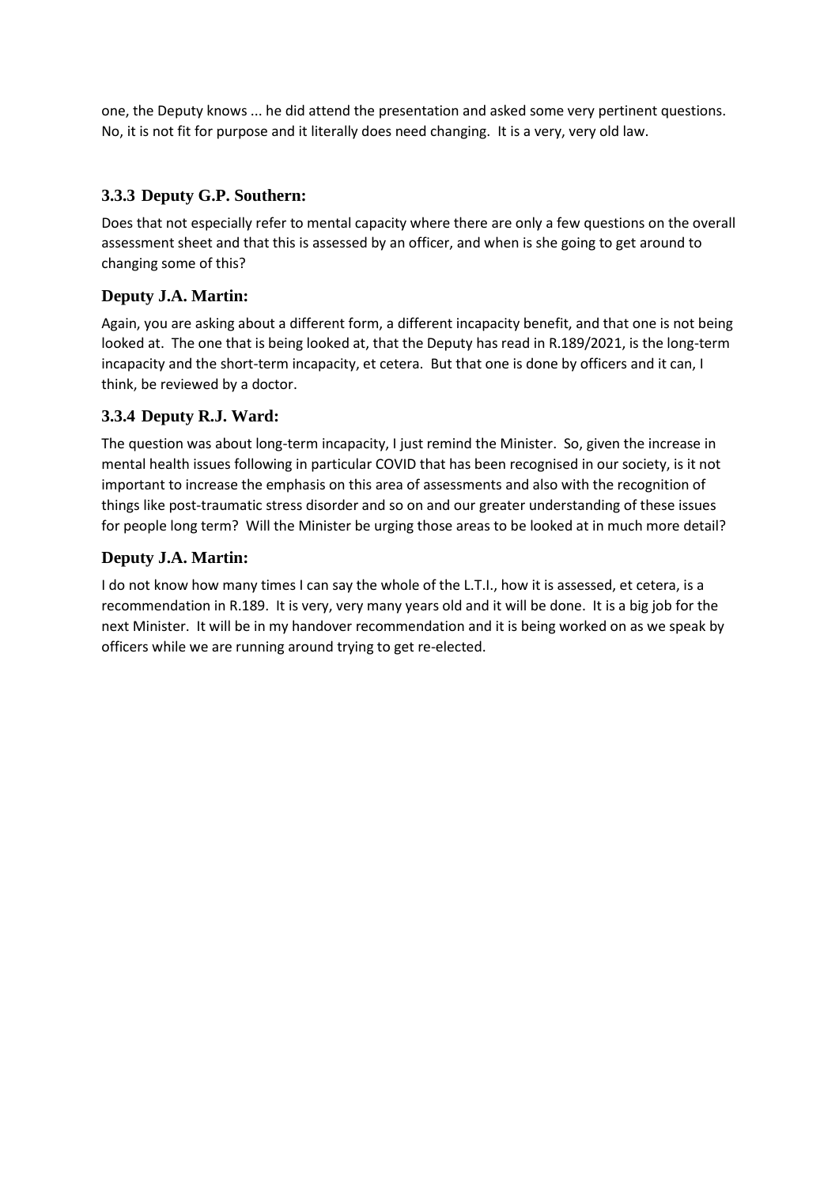one, the Deputy knows ... he did attend the presentation and asked some very pertinent questions. No, it is not fit for purpose and it literally does need changing. It is a very, very old law.

### 3.3.3 Deputy G.P. Southern:

Does that not especially refer to mental capacity where there are only a few questions on the overall assessment sheet and that this is assessed by an officer, and when is she going to get around to changing some of this?

### Deputy J.A. Martin:

Again, you are asking about a different form, a different incapacity benefit, and that one is not being looked at. The one that is being looked at, that the Deputy has read in R.189/2021, is the long-term incapacity and the short-term incapacity, et cetera. But that one is done by officers and it can, I think, be reviewed by a doctor.

### 3.3.4 Deputy R.J. Ward:

The question was about long-term incapacity, I just remind the Minister. So, given the increase in mental health issues following in particular COVID that has been recognised in our society, is it not important to increase the emphasis on this area of assessments and also with the recognition of things like post-traumatic stress disorder and so on and our greater understanding of these issues for people long term? Will the Minister be urging those areas to be looked at in much more detail?

### Deputy J.A. Martin:

I do not know how many times I can say the whole of the L.T.I., how it is assessed, et cetera, is a recommendation in R.189. It is very, very many years old and it will be done. It is a big job for the next Minister. It will be in my handover recommendation and it is being worked on as we speak by officers while we are running around trying to get re-elected.